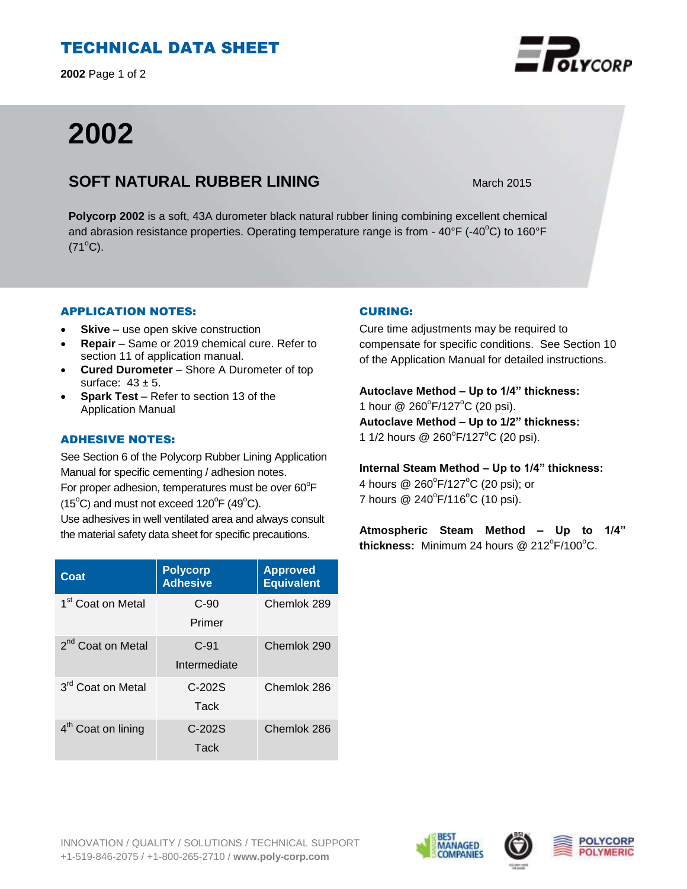# TECHNICAL DATA SHEET

# 2002

## SOFT NATURAL RUBBER LINING

March 2015

**Polycorp 2002** is a soft, 43A durometer black natural rubber lining combining excellent chemical and abrasion resistance properties. Operating temperature range is from - 40°F (-40°C) to 160°F (71°C).

### APPLICATION NOTES:

- **Skive** – use open skive construction
- **Repair** – Same or 2019 chemical cure. Refer to section 11 of application manual.
- **Cured Durometer** – Shore A Durometer of top surface: 43 ± 5.
- **Spark Test** – Refer to section 13 of the Application Manual

### ADHESIVE NOTES:

See Section 6 of the Polycorp Rubber Lining Application Manual for specific cementing / adhesion notes.
For proper adhesion, temperatures must be over 60°F (15°C) and must not exceed 120°F (49°C).
Use adhesives in well ventilated area and always consult the material safety data sheet for specific precautions.

| Coat | Polycorp Adhesive | Approved Equivalent |
|---|---|---|
| 1st Coat on Metal | C-90 Primer | Chemlok 289 |
| 2nd Coat on Metal | C-91 Intermediate | Chemlok 290 |
| 3rd Coat on Metal | C-202S Tack | Chemlok 286 |
| 4th Coat on lining | C-202S Tack | Chemlok 286 |

### CURING:

Cure time adjustments may be required to compensate for specific conditions. See Section 10 of the Application Manual for detailed instructions.

**Autoclave Method – Up to 1/4" thickness:**
1 hour @ 260°F/127°C (20 psi).
**Autoclave Method – Up to 1/2" thickness:**
1 1/2 hours @ 260°F/127°C (20 psi).

**Internal Steam Method – Up to 1/4" thickness:**
4 hours @ 260°F/127°C (20 psi); or
7 hours @ 240°F/116°C (10 psi).

**Atmospheric Steam Method – Up to 1/4" thickness:** Minimum 24 hours @ 212°F/100°C.

INNOVATION / QUALITY / SOLUTIONS / TECHNICAL SUPPORT
+1-519-846-2075 / +1-800-265-2710 / **www.poly-corp.com**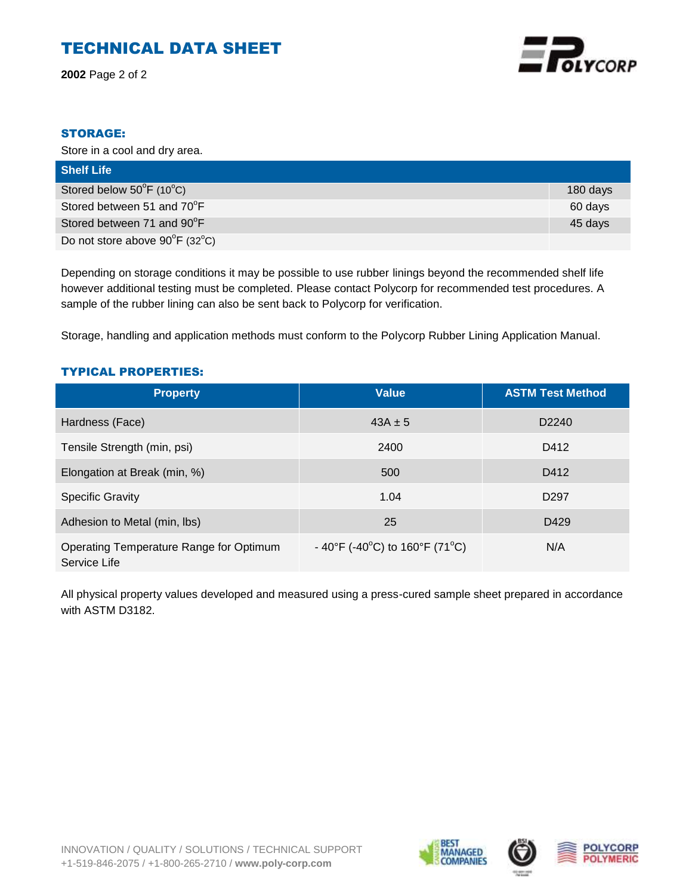# TECHNICAL DATA SHEET

**2002**

## STORAGE:

Store in a cool and dry area.

| Shelf Life | |
|---|---|
| Stored below 50°F (10°C) | 180 days |
| Stored between 51 and 70°F | 60 days |
| Stored between 71 and 90°F | 45 days |
| Do not store above 90°F (32°C) | |

Depending on storage conditions it may be possible to use rubber linings beyond the recommended shelf life however additional testing must be completed. Please contact Polycorp for recommended test procedures. A sample of the rubber lining can also be sent back to Polycorp for verification.

Storage, handling and application methods must conform to the Polycorp Rubber Lining Application Manual.

## TYPICAL PROPERTIES:

| Property | Value | ASTM Test Method |
|---|---|---|
| Hardness (Face) | 43A ± 5 | D2240 |
| Tensile Strength (min, psi) | 2400 | D412 |
| Elongation at Break (min, %) | 500 | D412 |
| Specific Gravity | 1.04 | D297 |
| Adhesion to Metal (min, lbs) | 25 | D429 |
| Operating Temperature Range for Optimum Service Life | - 40°F (-40°C) to 160°F (71°C) | N/A |

All physical property values developed and measured using a press-cured sample sheet prepared in accordance with ASTM D3182.

INNOVATION / QUALITY / SOLUTIONS / TECHNICAL SUPPORT
+1-519-846-2075 / +1-800-265-2710 / **www.poly-corp.com**